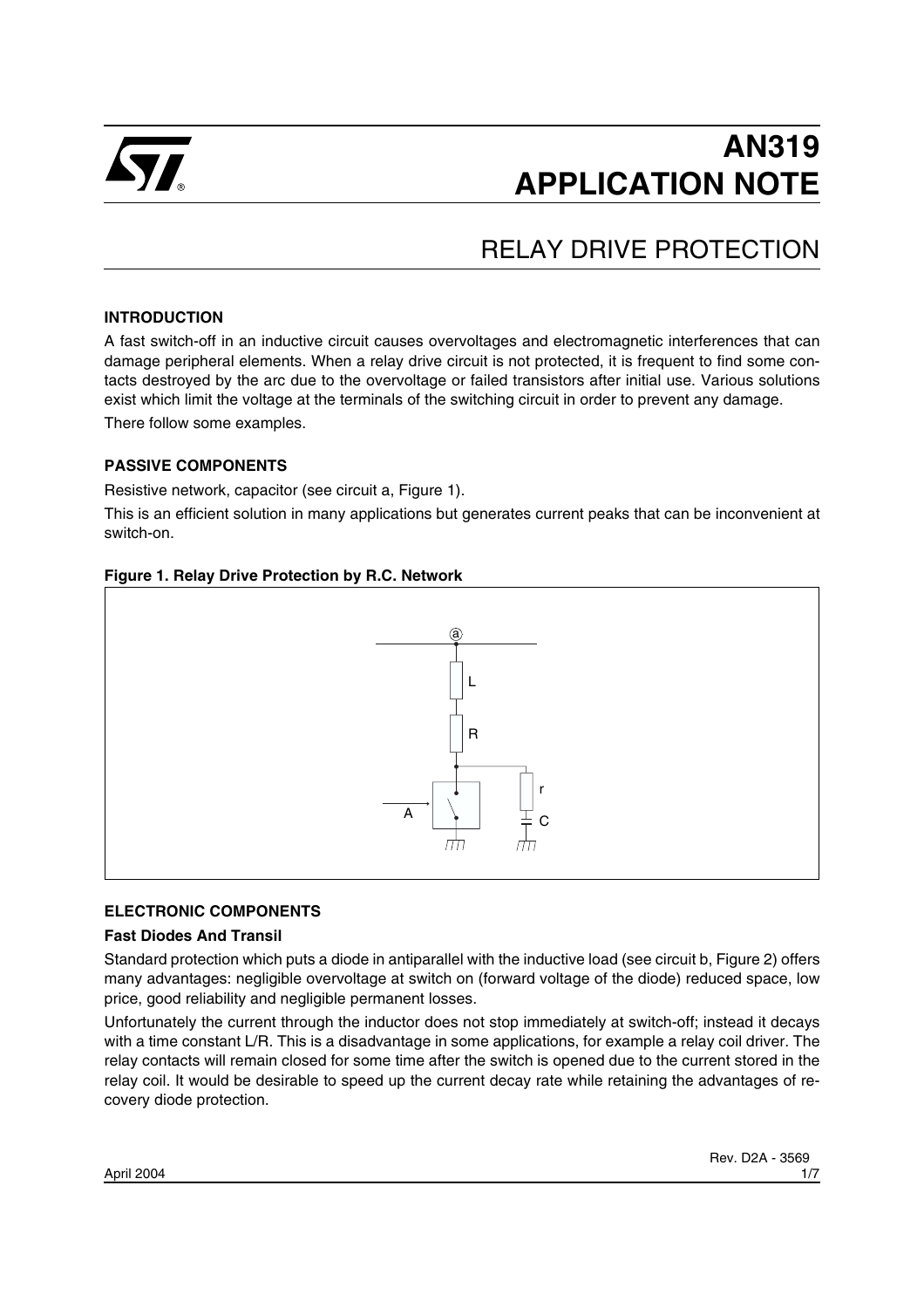# AN319 APPLICATION NOTE

## RELAY DRIVE PROTECTION

### INTRODUCTION

A fast switch-off in an inductive circuit causes overvoltages and electromagnetic interferences that can damage peripheral elements. When a relay drive circuit is not protected, it is frequent to find some contacts destroyed by the arc due to the overvoltage or failed transistors after initial use. Various solutions exist which limit the voltage at the terminals of the switching circuit in order to prevent any damage.

There follow some examples.

### PASSIVE COMPONENTS

Resistive network, capacitor (see circuit a, Figure 1).

This is an efficient solution in many applications but generates current peaks that can be inconvenient at switch-on.

**Figure 1. Relay Drive Protection by R.C. Network**

### ELECTRONIC COMPONENTS

#### Fast Diodes And Transil

Standard protection which puts a diode in antiparallel with the inductive load (see circuit b, Figure 2) offers many advantages: negligible overvoltage at switch on (forward voltage of the diode) reduced space, low price, good reliability and negligible permanent losses.

Unfortunately the current through the inductor does not stop immediately at switch-off; instead it decays with a time constant L/R. This is a disadvantage in some applications, for example a relay coil driver. The relay contacts will remain closed for some time after the switch is opened due to the current stored in the relay coil. It would be desirable to speed up the current decay rate while retaining the advantages of recovery diode protection.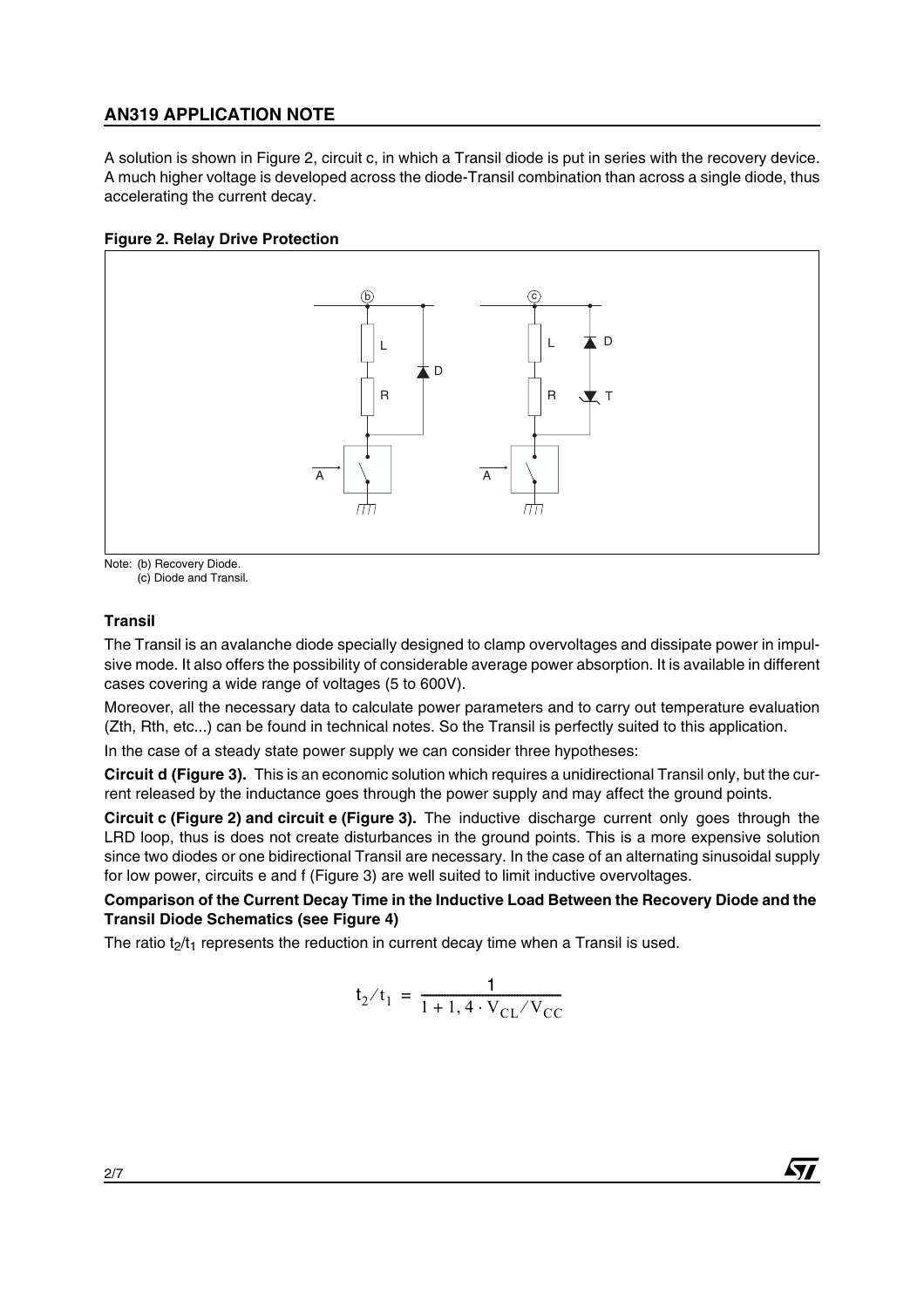A solution is shown in Figure 2, circuit c, in which a Transil diode is put in series with the recovery device. A much higher voltage is developed across the diode-Transil combination than across a single diode, thus accelerating the current decay.

**Figure 2. Relay Drive Protection**

Note: (b) Recovery Diode.
(c) Diode and Transil.

### Transil

The Transil is an avalanche diode specially designed to clamp overvoltages and dissipate power in impulsive mode. It also offers the possibility of considerable average power absorption. It is available in different cases covering a wide range of voltages (5 to 600V).

Moreover, all the necessary data to calculate power parameters and to carry out temperature evaluation (Zth, Rth, etc...) can be found in technical notes. So the Transil is perfectly suited to this application.

In the case of a steady state power supply we can consider three hypotheses:

**Circuit d (Figure 3).** This is an economic solution which requires a unidirectional Transil only, but the current released by the inductance goes through the power supply and may affect the ground points.

**Circuit c (Figure 2) and circuit e (Figure 3).** The inductive discharge current only goes through the LRD loop, thus is does not create disturbances in the ground points. This is a more expensive solution since two diodes or one bidirectional Transil are necessary. In the case of an alternating sinusoidal supply for low power, circuits e and f (Figure 3) are well suited to limit inductive overvoltages.

**Comparison of the Current Decay Time in the Inductive Load Between the Recovery Diode and the Transil Diode Schematics (see Figure 4)**

The ratio $t_2/t_1$ represents the reduction in current decay time when a Transil is used.

$$t_2 / t_1 = \frac{1}{1 + 1,4 \cdot V_{CL} / V_{CC}}$$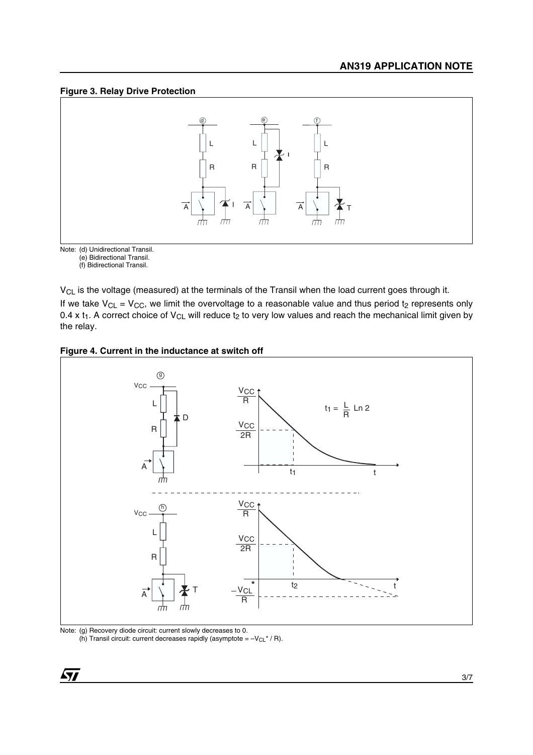**Figure 3. Relay Drive Protection**

Note: (d) Unidirectional Transil.
(e) Bidirectional Transil.
(f) Bidirectional Transil.

$V_{CL}$ is the voltage (measured) at the terminals of the Transil when the load current goes through it.

If we take $V_{CL} = V_{CC}$, we limit the overvoltage to a reasonable value and thus period $t_2$ represents only $0.4 \times t_1$. A correct choice of $V_{CL}$ will reduce $t_2$ to very low values and reach the mechanical limit given by the relay.

**Figure 4. Current in the inductance at switch off**

$$t_1 = \frac{L}{R} \operatorname{Ln} 2$$

Note: (g) Recovery diode circuit: current slowly decreases to 0.
(h) Transil circuit: current decreases rapidly (asymptote = $-V_{CL}^* / R$).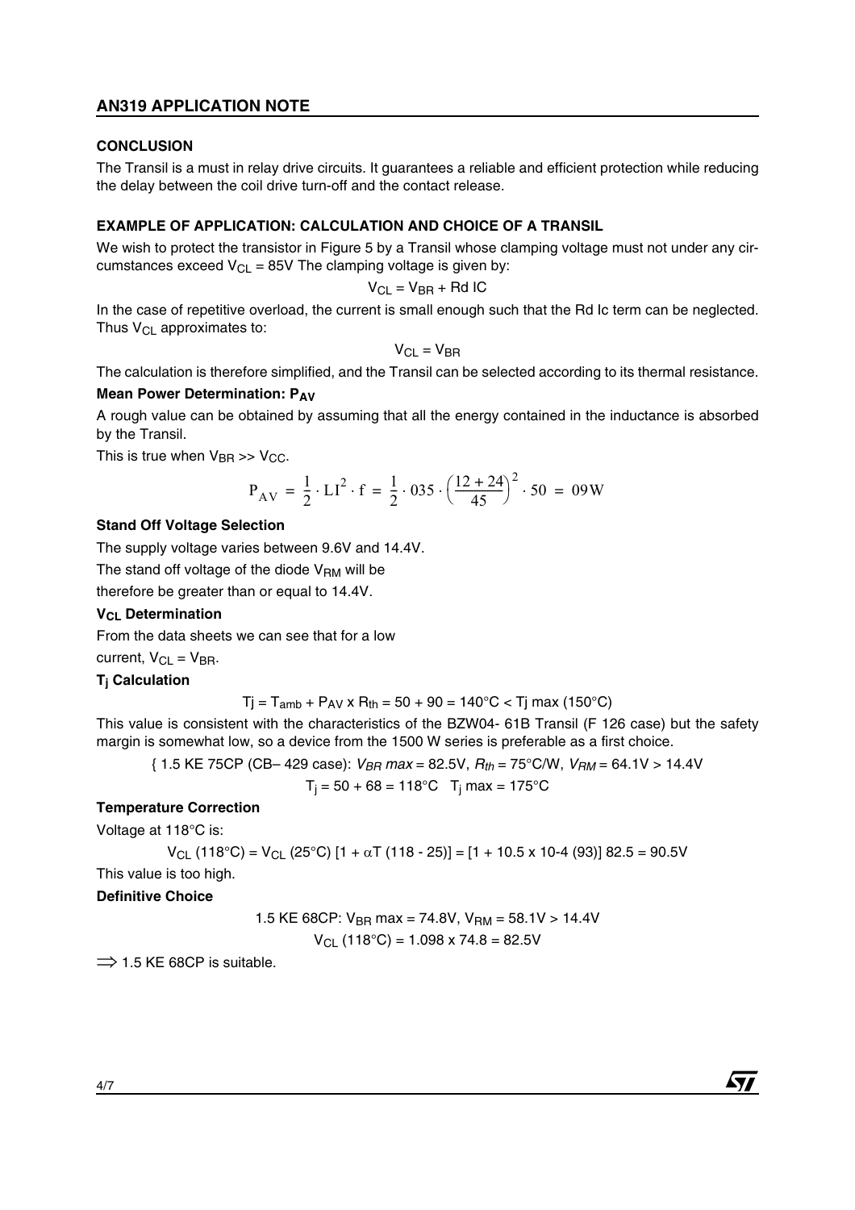## CONCLUSION

The Transil is a must in relay drive circuits. It guarantees a reliable and efficient protection while reducing the delay between the coil drive turn-off and the contact release.

## EXAMPLE OF APPLICATION: CALCULATION AND CHOICE OF A TRANSIL

We wish to protect the transistor in Figure 5 by a Transil whose clamping voltage must not under any circumstances exceed $V_{CL}$ = 85V The clamping voltage is given by:

$$V_{CL} = V_{BR} + Rd\ IC$$

In the case of repetitive overload, the current is small enough such that the Rd Ic term can be neglected. Thus $V_{CL}$ approximates to:

$$V_{CL} = V_{BR}$$

The calculation is therefore simplified, and the Transil can be selected according to its thermal resistance.

### Mean Power Determination: $P_{AV}$

A rough value can be obtained by assuming that all the energy contained in the inductance is absorbed by the Transil.

This is true when $V_{BR} >> V_{CC}$.

$$P_{AV} = \frac{1}{2} \cdot LI^2 \cdot f = \frac{1}{2} \cdot 035 \cdot \left(\frac{12+24}{45}\right)^2 \cdot 50 = 09W$$

### Stand Off Voltage Selection

The supply voltage varies between 9.6V and 14.4V.

The stand off voltage of the diode $V_{RM}$ will be therefore be greater than or equal to 14.4V.

### $V_{CL}$ Determination

From the data sheets we can see that for a low current, $V_{CL} = V_{BR}$.

### $T_j$ Calculation

$$Tj = T_{amb} + P_{AV} \times R_{th} = 50 + 90 = 140°C < Tj\ max\ (150°C)$$

This value is consistent with the characteristics of the BZW04- 61B Transil (F 126 case) but the safety margin is somewhat low, so a device from the 1500 W series is preferable as a first choice.

{ 1.5 KE 75CP (CB– 429 case): $V_{BR}\ max$ = 82.5V, $R_{th}$ = 75°C/W, $V_{RM}$ = 64.1V > 14.4V

$T_j$ = 50 + 68 = 118°C $T_j$ max = 175°C

### Temperature Correction

Voltage at 118°C is:

$$V_{CL}\ (118°C) = V_{CL}\ (25°C)\ [1 + \alpha T\ (118 - 25)] = [1 + 10.5 \times 10\text{-}4\ (93)]\ 82.5 = 90.5V$$

This value is too high.

### Definitive Choice

1.5 KE 68CP: $V_{BR}$ max = 74.8V, $V_{RM}$ = 58.1V > 14.4V

$V_{CL}$ (118°C) = 1.098 x 74.8 = 82.5V

$\Longrightarrow$ 1.5 KE 68CP is suitable.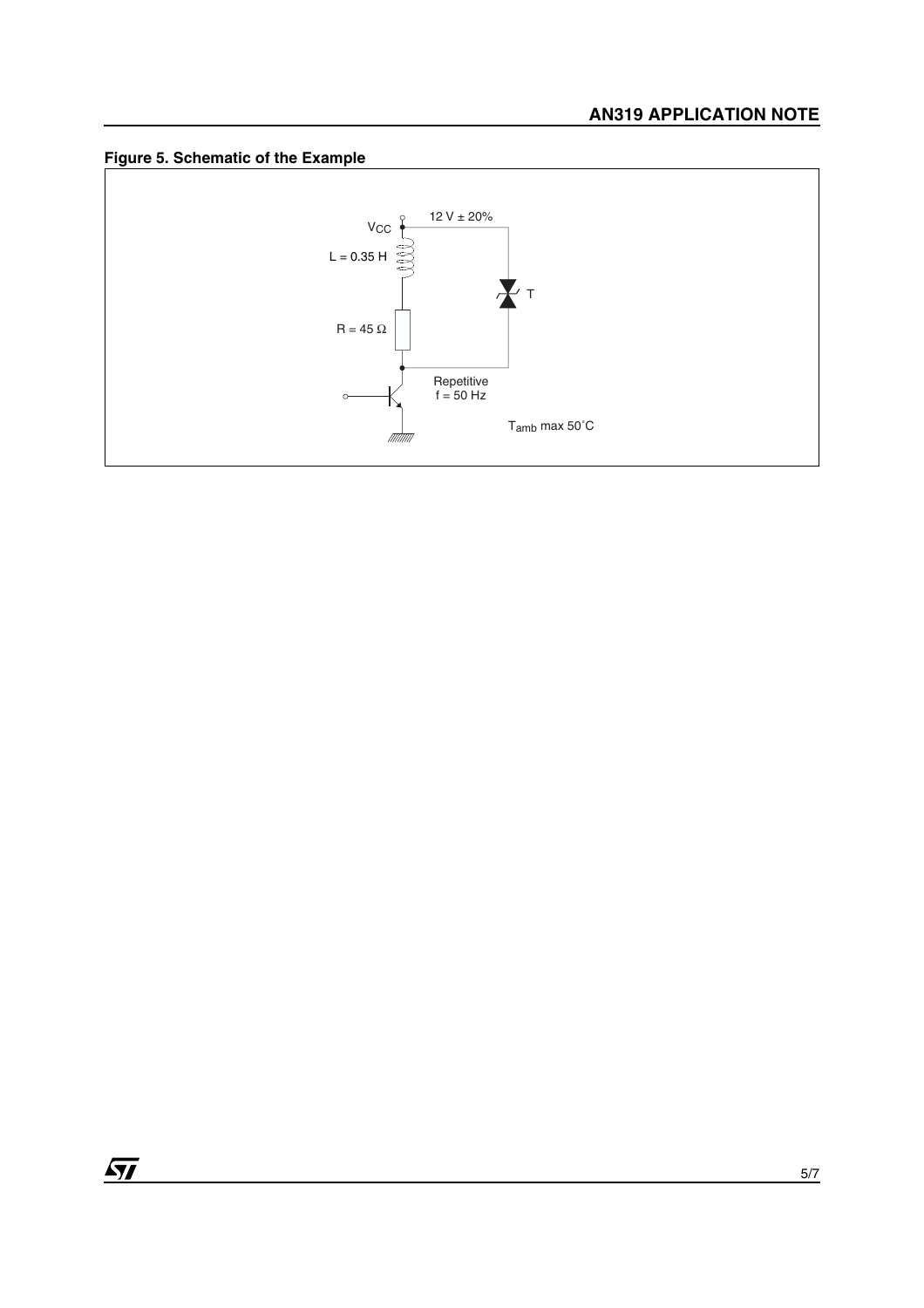**Figure 5. Schematic of the Example**

$V_{CC}$ 12 V ± 20%

L = 0.35 H

T

R = 45 Ω

Repetitive
f = 50 Hz

$T_{amb}$ max 50˚C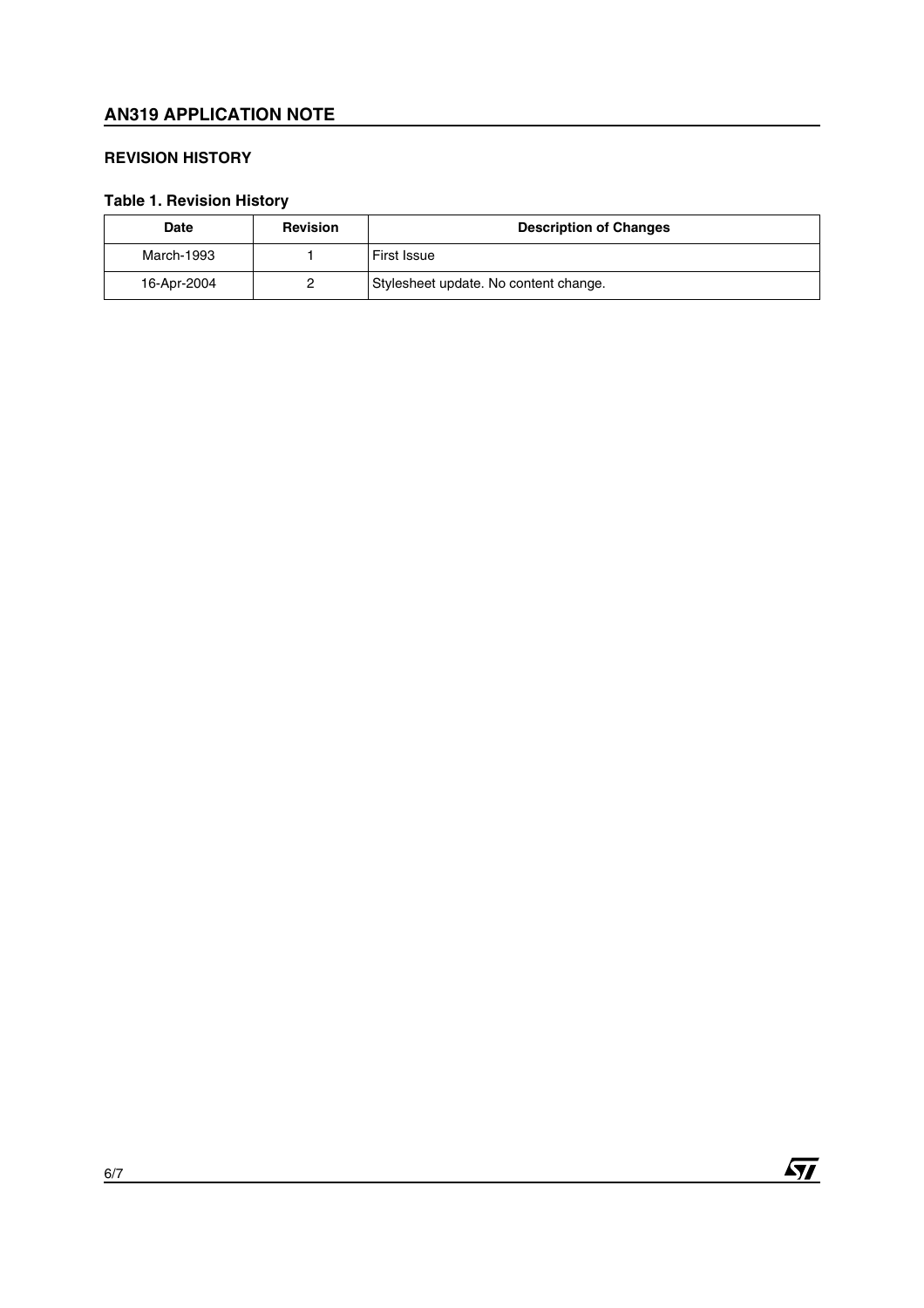## REVISION HISTORY

**Table 1. Revision History**

| Date | Revision | Description of Changes |
|---|---|---|
| March-1993 | 1 | First Issue |
| 16-Apr-2004 | 2 | Stylesheet update. No content change. |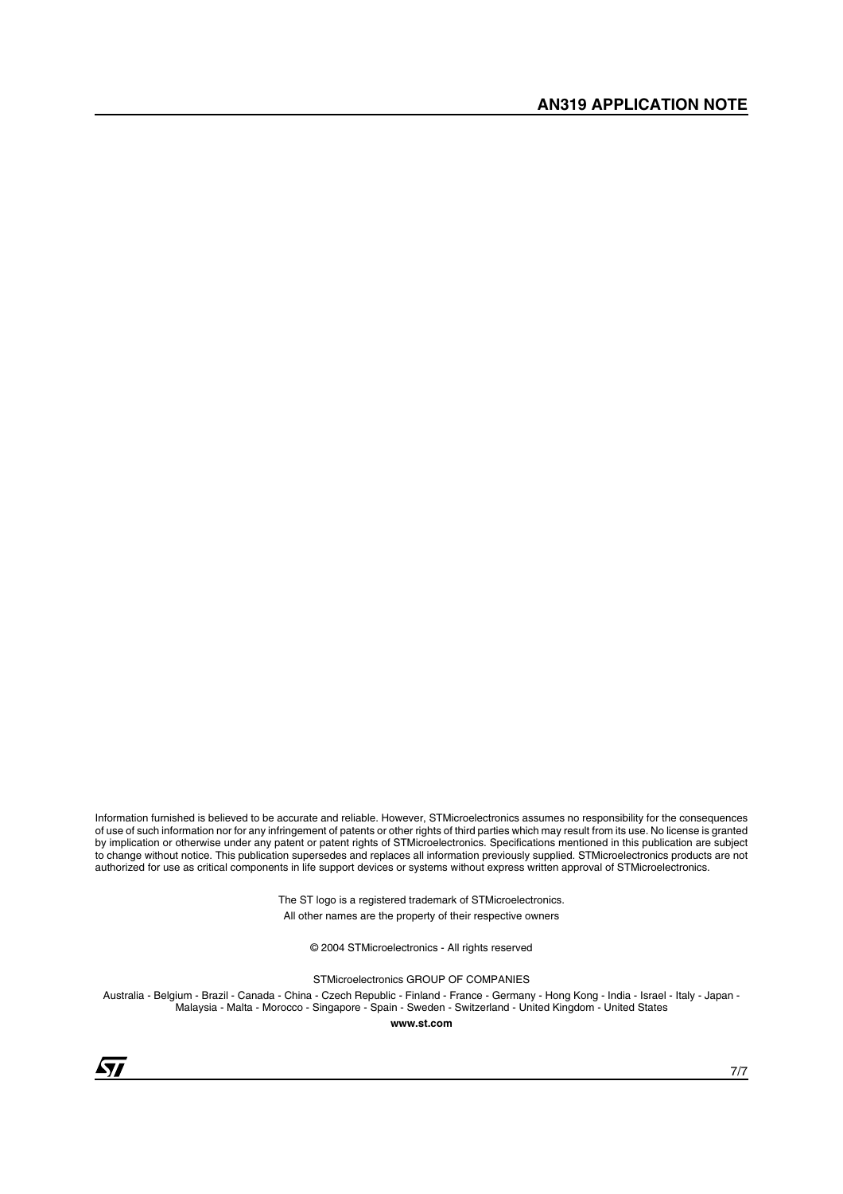Information furnished is believed to be accurate and reliable. However, STMicroelectronics assumes no responsibility for the consequences of use of such information nor for any infringement of patents or other rights of third parties which may result from its use. No license is granted by implication or otherwise under any patent or patent rights of STMicroelectronics. Specifications mentioned in this publication are subject to change without notice. This publication supersedes and replaces all information previously supplied. STMicroelectronics products are not authorized for use as critical components in life support devices or systems without express written approval of STMicroelectronics.

The ST logo is a registered trademark of STMicroelectronics.

All other names are the property of their respective owners

© 2004 STMicroelectronics - All rights reserved

STMicroelectronics GROUP OF COMPANIES

Australia - Belgium - Brazil - Canada - China - Czech Republic - Finland - France - Germany - Hong Kong - India - Israel - Italy - Japan - Malaysia - Malta - Morocco - Singapore - Spain - Sweden - Switzerland - United Kingdom - United States

**www.st.com**